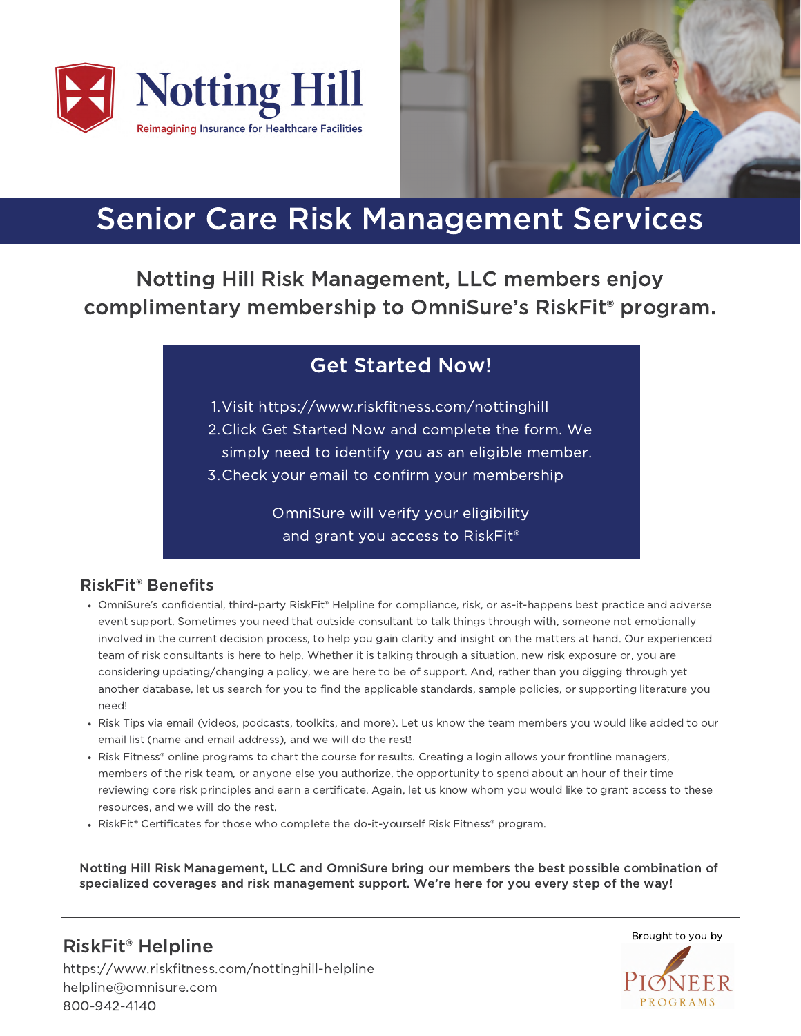# Notting Hill

Reimagining Insurance for Healthcare Facilities

## Senior Care Risk Management Services

**Notting Hill Risk Management, LLC members enjoy complimentary membership to OmniSure's RiskFit® program.**

### Get Started Now!

1. Visit https://www.riskfitness.com/nottinghill
2. Click Get Started Now and complete the form. We simply need to identify you as an eligible member.
3. Check your email to confirm your membership

OmniSure will verify your eligibility and grant you access to RiskFit®

### RiskFit® Benefits

- OmniSure's confidential, third-party RiskFit® Helpline for compliance, risk, or as-it-happens best practice and adverse event support. Sometimes you need that outside consultant to talk things through with, someone not emotionally involved in the current decision process, to help you gain clarity and insight on the matters at hand. Our experienced team of risk consultants is here to help. Whether it is talking through a situation, new risk exposure or, you are considering updating/changing a policy, we are here to be of support. And, rather than you digging through yet another database, let us search for you to find the applicable standards, sample policies, or supporting literature you need!
- Risk Tips via email (videos, podcasts, toolkits, and more). Let us know the team members you would like added to our email list (name and email address), and we will do the rest!
- Risk Fitness® online programs to chart the course for results. Creating a login allows your frontline managers, members of the risk team, or anyone else you authorize, the opportunity to spend about an hour of their time reviewing core risk principles and earn a certificate. Again, let us know whom you would like to grant access to these resources, and we will do the rest.
- RiskFit® Certificates for those who complete the do-it-yourself Risk Fitness® program.

**Notting Hill Risk Management, LLC and OmniSure bring our members the best possible combination of specialized coverages and risk management support. We're here for you every step of the way!**

---

### RiskFit® Helpline

https://www.riskfitness.com/nottinghill-helpline
helpline@omnisure.com
800-942-4140

Brought to you by
PIONEER PROGRAMS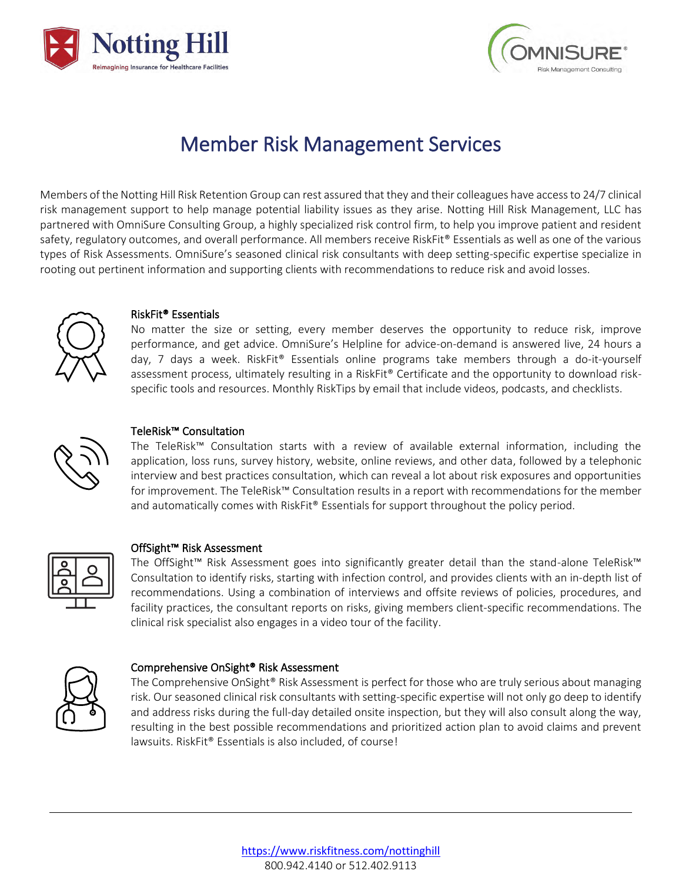# Member Risk Management Services

Members of the Notting Hill Risk Retention Group can rest assured that they and their colleagues have access to 24/7 clinical risk management support to help manage potential liability issues as they arise. Notting Hill Risk Management, LLC has partnered with OmniSure Consulting Group, a highly specialized risk control firm, to help you improve patient and resident safety, regulatory outcomes, and overall performance. All members receive RiskFit® Essentials as well as one of the various types of Risk Assessments. OmniSure's seasoned clinical risk consultants with deep setting-specific expertise specialize in rooting out pertinent information and supporting clients with recommendations to reduce risk and avoid losses.

## RiskFit® Essentials

No matter the size or setting, every member deserves the opportunity to reduce risk, improve performance, and get advice. OmniSure's Helpline for advice-on-demand is answered live, 24 hours a day, 7 days a week. RiskFit® Essentials online programs take members through a do-it-yourself assessment process, ultimately resulting in a RiskFit® Certificate and the opportunity to download risk-specific tools and resources. Monthly RiskTips by email that include videos, podcasts, and checklists.

## TeleRisk™ Consultation

The TeleRisk™ Consultation starts with a review of available external information, including the application, loss runs, survey history, website, online reviews, and other data, followed by a telephonic interview and best practices consultation, which can reveal a lot about risk exposures and opportunities for improvement. The TeleRisk™ Consultation results in a report with recommendations for the member and automatically comes with RiskFit® Essentials for support throughout the policy period.

## OffSight™ Risk Assessment

The OffSight™ Risk Assessment goes into significantly greater detail than the stand-alone TeleRisk™ Consultation to identify risks, starting with infection control, and provides clients with an in-depth list of recommendations. Using a combination of interviews and offsite reviews of policies, procedures, and facility practices, the consultant reports on risks, giving members client-specific recommendations. The clinical risk specialist also engages in a video tour of the facility.

## Comprehensive OnSight® Risk Assessment

The Comprehensive OnSight® Risk Assessment is perfect for those who are truly serious about managing risk. Our seasoned clinical risk consultants with setting-specific expertise will not only go deep to identify and address risks during the full-day detailed onsite inspection, but they will also consult along the way, resulting in the best possible recommendations and prioritized action plan to avoid claims and prevent lawsuits. RiskFit® Essentials is also included, of course!

---

https://www.riskfitness.com/nottinghill
800.942.4140 or 512.402.9113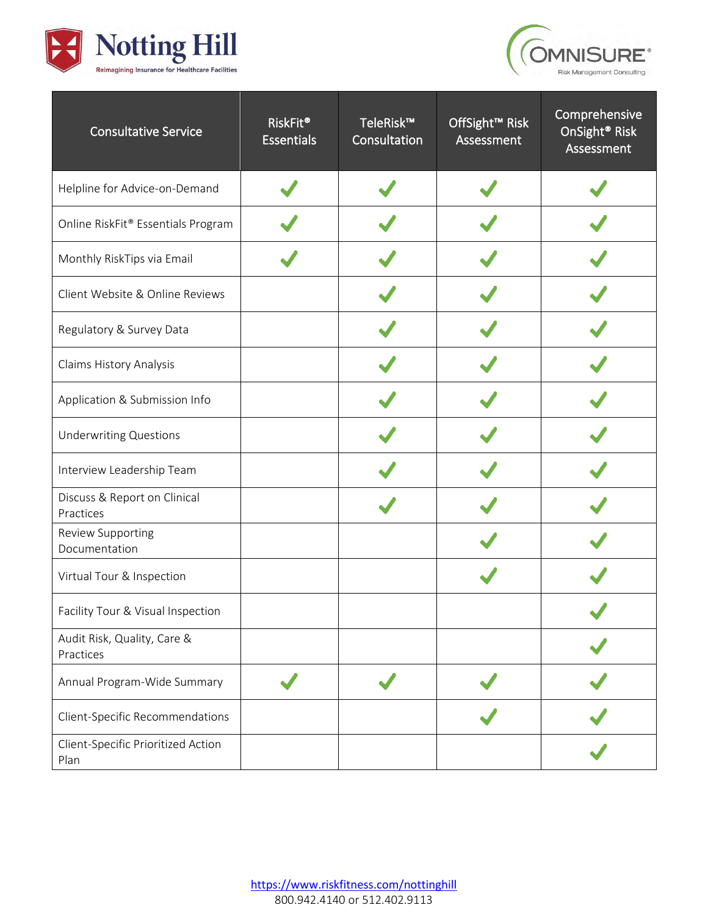| Consultative Service | RiskFit® Essentials | TeleRisk™ Consultation | OffSight™ Risk Assessment | Comprehensive OnSight® Risk Assessment |
|---|---|---|---|---|
| Helpline for Advice-on-Demand | ✓ | ✓ | ✓ | ✓ |
| Online RiskFit® Essentials Program | ✓ | ✓ | ✓ | ✓ |
| Monthly RiskTips via Email | ✓ | ✓ | ✓ | ✓ |
| Client Website & Online Reviews | | ✓ | ✓ | ✓ |
| Regulatory & Survey Data | | ✓ | ✓ | ✓ |
| Claims History Analysis | | ✓ | ✓ | ✓ |
| Application & Submission Info | | ✓ | ✓ | ✓ |
| Underwriting Questions | | ✓ | ✓ | ✓ |
| Interview Leadership Team | | ✓ | ✓ | ✓ |
| Discuss & Report on Clinical Practices | | ✓ | ✓ | ✓ |
| Review Supporting Documentation | | | ✓ | ✓ |
| Virtual Tour & Inspection | | | ✓ | ✓ |
| Facility Tour & Visual Inspection | | | | ✓ |
| Audit Risk, Quality, Care & Practices | | | | ✓ |
| Annual Program-Wide Summary | ✓ | ✓ | ✓ | ✓ |
| Client-Specific Recommendations | | | ✓ | ✓ |
| Client-Specific Prioritized Action Plan | | | | ✓ |

https://www.riskfitness.com/nottinghill
800.942.4140 or 512.402.9113